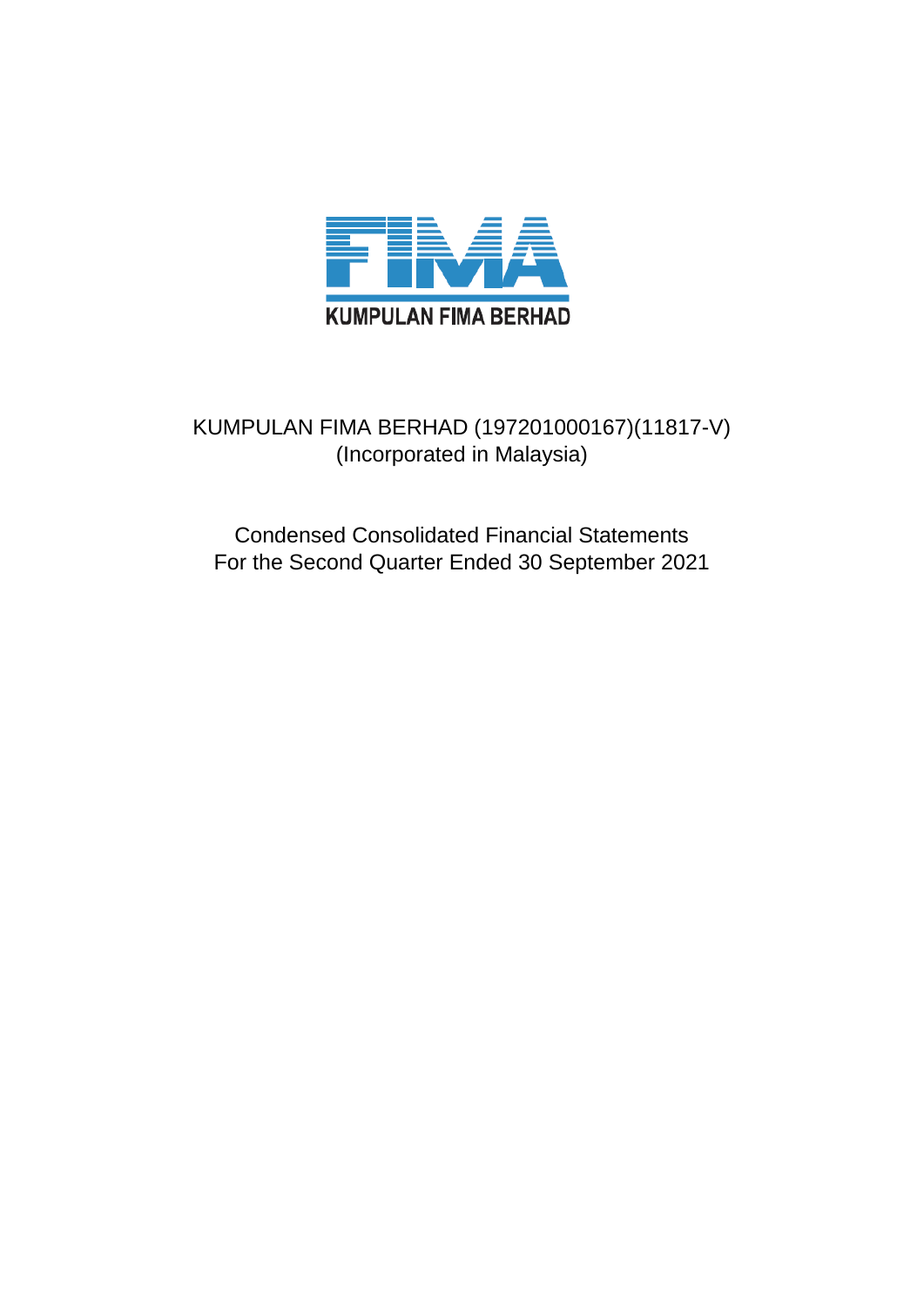KUMPULAN FIMA BERHAD

KUMPULAN FIMA BERHAD (197201000167)(11817-V)
(Incorporated in Malaysia)

Condensed Consolidated Financial Statements
For the Second Quarter Ended 30 September 2021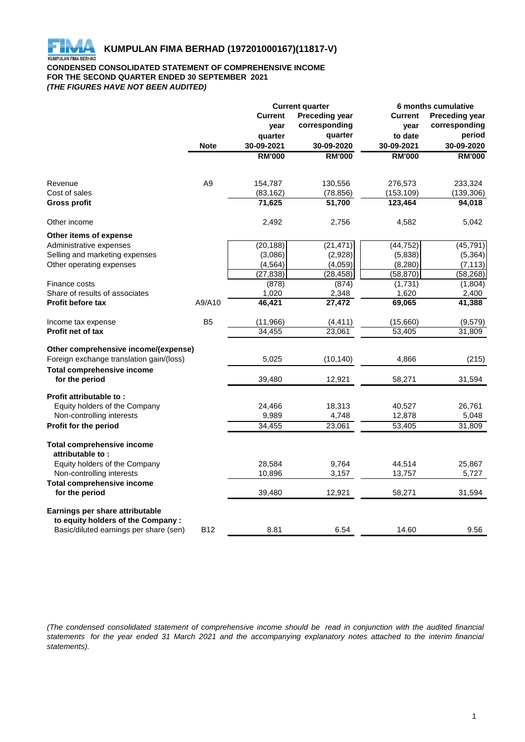# KUMPULAN FIMA BERHAD (197201000167)(11817-V)

**CONDENSED CONSOLIDATED STATEMENT OF COMPREHENSIVE INCOME**
**FOR THE SECOND QUARTER ENDED 30 SEPTEMBER 2021**
***(THE FIGURES HAVE NOT BEEN AUDITED)***

| | Note | Current quarter | | 6 months cumulative | |
|---|---|---|---|---|---|
| | | Current year quarter 30-09-2021 | Preceding year corresponding quarter 30-09-2020 | Current year to date 30-09-2021 | Preceding year corresponding period 30-09-2020 |
| | | RM'000 | RM'000 | RM'000 | RM'000 |
| Revenue | A9 | 154,787 | 130,556 | 276,573 | 233,324 |
| Cost of sales | | (83,162) | (78,856) | (153,109) | (139,306) |
| **Gross profit** | | **71,625** | **51,700** | **123,464** | **94,018** |
| Other income | | 2,492 | 2,756 | 4,582 | 5,042 |
| **Other items of expense** | | | | | |
| Administrative expenses | | (20,188) | (21,471) | (44,752) | (45,791) |
| Selling and marketing expenses | | (3,086) | (2,928) | (5,838) | (5,364) |
| Other operating expenses | | (4,564) | (4,059) | (8,280) | (7,113) |
| | | (27,838) | (28,458) | (58,870) | (58,268) |
| Finance costs | | (878) | (874) | (1,731) | (1,804) |
| Share of results of associates | | 1,020 | 2,348 | 1,620 | 2,400 |
| **Profit before tax** | A9/A10 | **46,421** | **27,472** | **69,065** | **41,388** |
| Income tax expense | B5 | (11,966) | (4,411) | (15,660) | (9,579) |
| **Profit net of tax** | | 34,455 | 23,061 | 53,405 | 31,809 |
| **Other comprehensive income/(expense)** | | | | | |
| Foreign exchange translation gain/(loss) | | 5,025 | (10,140) | 4,866 | (215) |
| **Total comprehensive income for the period** | | 39,480 | 12,921 | 58,271 | 31,594 |
| **Profit attributable to :** | | | | | |
| Equity holders of the Company | | 24,466 | 18,313 | 40,527 | 26,761 |
| Non-controlling interests | | 9,989 | 4,748 | 12,878 | 5,048 |
| **Profit for the period** | | 34,455 | 23,061 | 53,405 | 31,809 |
| **Total comprehensive income attributable to :** | | | | | |
| Equity holders of the Company | | 28,584 | 9,764 | 44,514 | 25,867 |
| Non-controlling interests | | 10,896 | 3,157 | 13,757 | 5,727 |
| **Total comprehensive income for the period** | | 39,480 | 12,921 | 58,271 | 31,594 |
| **Earnings per share attributable to equity holders of the Company :** | | | | | |
| Basic/diluted earnings per share (sen) | B12 | 8.81 | 6.54 | 14.60 | 9.56 |

*(The condensed consolidated statement of comprehensive income should be read in conjunction with the audited financial statements for the year ended 31 March 2021 and the accompanying explanatory notes attached to the interim financial statements).*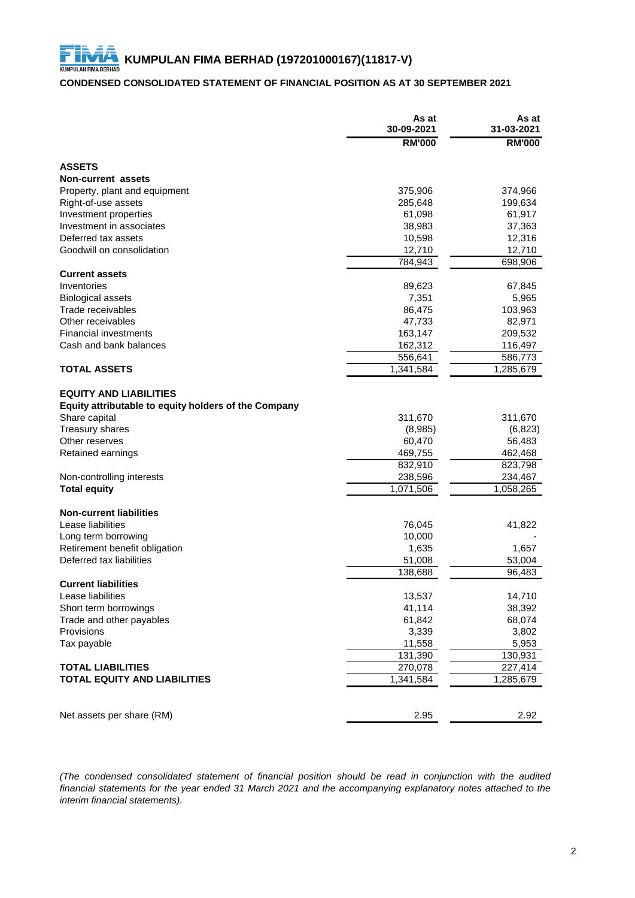# KUMPULAN FIMA BERHAD (197201000167)(11817-V)

## CONDENSED CONSOLIDATED STATEMENT OF FINANCIAL POSITION AS AT 30 SEPTEMBER 2021

| | As at 30-09-2021 | As at 31-03-2021 |
|---|---|---|
| | RM'000 | RM'000 |
| **ASSETS** | | |
| **Non-current assets** | | |
| Property, plant and equipment | 375,906 | 374,966 |
| Right-of-use assets | 285,648 | 199,634 |
| Investment properties | 61,098 | 61,917 |
| Investment in associates | 38,983 | 37,363 |
| Deferred tax assets | 10,598 | 12,316 |
| Goodwill on consolidation | 12,710 | 12,710 |
| | 784,943 | 698,906 |
| **Current assets** | | |
| Inventories | 89,623 | 67,845 |
| Biological assets | 7,351 | 5,965 |
| Trade receivables | 86,475 | 103,963 |
| Other receivables | 47,733 | 82,971 |
| Financial investments | 163,147 | 209,532 |
| Cash and bank balances | 162,312 | 116,497 |
| | 556,641 | 586,773 |
| **TOTAL ASSETS** | 1,341,584 | 1,285,679 |
| | | |
| **EQUITY AND LIABILITIES** | | |
| **Equity attributable to equity holders of the Company** | | |
| Share capital | 311,670 | 311,670 |
| Treasury shares | (8,985) | (6,823) |
| Other reserves | 60,470 | 56,483 |
| Retained earnings | 469,755 | 462,468 |
| | 832,910 | 823,798 |
| Non-controlling interests | 238,596 | 234,467 |
| **Total equity** | 1,071,506 | 1,058,265 |
| | | |
| **Non-current liabilities** | | |
| Lease liabilities | 76,045 | 41,822 |
| Long term borrowing | 10,000 | - |
| Retirement benefit obligation | 1,635 | 1,657 |
| Deferred tax liabilities | 51,008 | 53,004 |
| | 138,688 | 96,483 |
| **Current liabilities** | | |
| Lease liabilities | 13,537 | 14,710 |
| Short term borrowings | 41,114 | 38,392 |
| Trade and other payables | 61,842 | 68,074 |
| Provisions | 3,339 | 3,802 |
| Tax payable | 11,558 | 5,953 |
| | 131,390 | 130,931 |
| **TOTAL LIABILITIES** | 270,078 | 227,414 |
| **TOTAL EQUITY AND LIABILITIES** | 1,341,584 | 1,285,679 |
| | | |
| Net assets per share (RM) | 2.95 | 2.92 |

*(The condensed consolidated statement of financial position should be read in conjunction with the audited financial statements for the year ended 31 March 2021 and the accompanying explanatory notes attached to the interim financial statements).*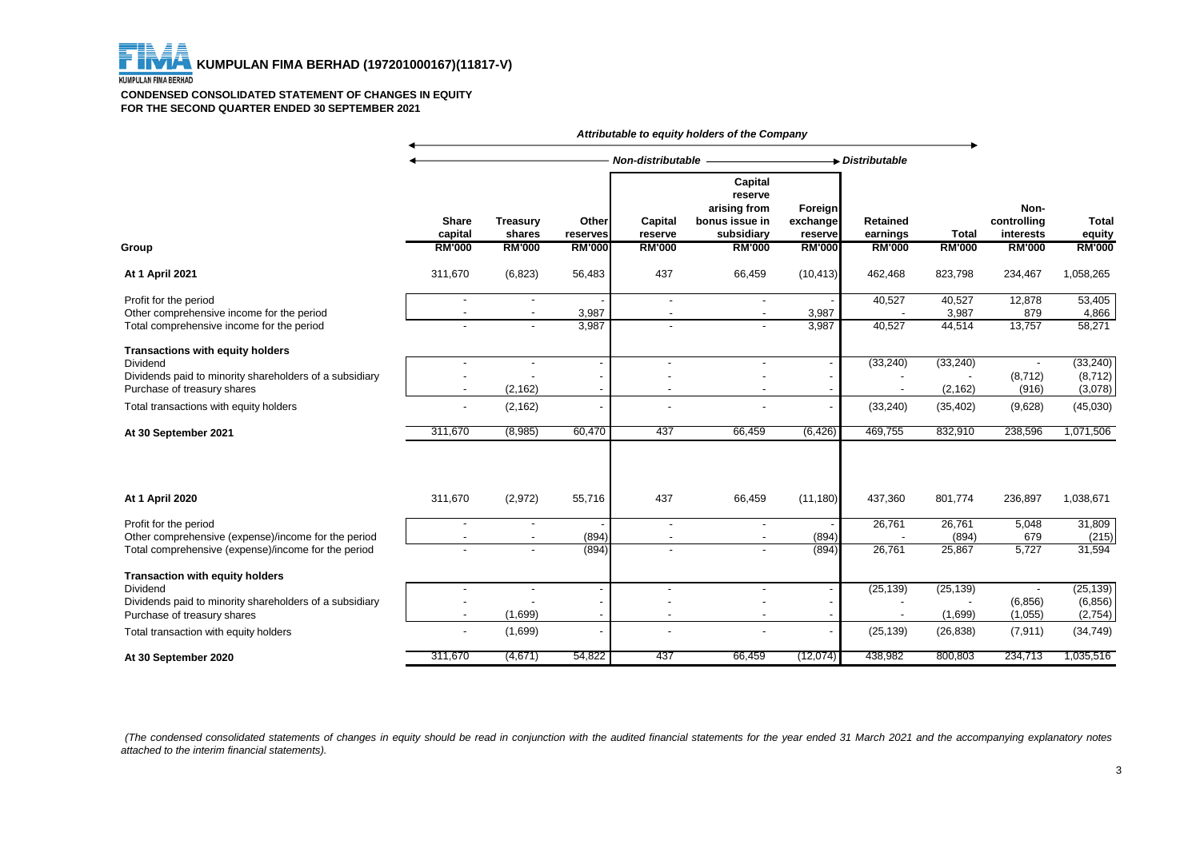# KUMPULAN FIMA BERHAD (197201000167)(11817-V)

**CONDENSED CONSOLIDATED STATEMENT OF CHANGES IN EQUITY**
**FOR THE SECOND QUARTER ENDED 30 SEPTEMBER 2021**

| | *Attributable to equity holders of the Company* | | | | | | | | | |
|---|---|---|---|---|---|---|---|---|---|---|
| | *Non-distributable* | | | | | | *Distributable* | | | |
| **Group** | **Share capital RM'000** | **Treasury shares RM'000** | **Other reserves RM'000** | **Capital reserve RM'000** | **Capital reserve arising from bonus issue in subsidiary RM'000** | **Foreign exchange reserve RM'000** | **Retained earnings RM'000** | **Total RM'000** | **Non-controlling interests RM'000** | **Total equity RM'000** |
| **At 1 April 2021** | 311,670 | (6,823) | 56,483 | 437 | 66,459 | (10,413) | 462,468 | 823,798 | 234,467 | 1,058,265 |
| Profit for the period | - | - | - | - | - | - | 40,527 | 40,527 | 12,878 | 53,405 |
| Other comprehensive income for the period | - | - | 3,987 | - | - | 3,987 | - | 3,987 | 879 | 4,866 |
| Total comprehensive income for the period | - | - | 3,987 | - | - | 3,987 | 40,527 | 44,514 | 13,757 | 58,271 |
| **Transactions with equity holders** | | | | | | | | | | |
| Dividend | - | - | - | - | - | - | (33,240) | (33,240) | - | (33,240) |
| Dividends paid to minority shareholders of a subsidiary | - | - | - | - | - | - | - | - | (8,712) | (8,712) |
| Purchase of treasury shares | - | (2,162) | - | - | - | - | - | (2,162) | (916) | (3,078) |
| Total transactions with equity holders | - | (2,162) | - | - | - | - | (33,240) | (35,402) | (9,628) | (45,030) |
| **At 30 September 2021** | 311,670 | (8,985) | 60,470 | 437 | 66,459 | (6,426) | 469,755 | 832,910 | 238,596 | 1,071,506 |
| | | | | | | | | | | |
| **At 1 April 2020** | 311,670 | (2,972) | 55,716 | 437 | 66,459 | (11,180) | 437,360 | 801,774 | 236,897 | 1,038,671 |
| Profit for the period | - | - | - | - | - | - | 26,761 | 26,761 | 5,048 | 31,809 |
| Other comprehensive (expense)/income for the period | - | - | (894) | - | - | (894) | - | (894) | 679 | (215) |
| Total comprehensive (expense)/income for the period | - | - | (894) | - | - | (894) | 26,761 | 25,867 | 5,727 | 31,594 |
| **Transaction with equity holders** | | | | | | | | | | |
| Dividend | - | - | - | - | - | - | (25,139) | (25,139) | - | (25,139) |
| Dividends paid to minority shareholders of a subsidiary | - | - | - | - | - | - | - | - | (6,856) | (6,856) |
| Purchase of treasury shares | - | (1,699) | - | - | - | - | - | (1,699) | (1,055) | (2,754) |
| Total transaction with equity holders | - | (1,699) | - | - | - | - | (25,139) | (26,838) | (7,911) | (34,749) |
| **At 30 September 2020** | 311,670 | (4,671) | 54,822 | 437 | 66,459 | (12,074) | 438,982 | 800,803 | 234,713 | 1,035,516 |

*(The condensed consolidated statements of changes in equity should be read in conjunction with the audited financial statements for the year ended 31 March 2021 and the accompanying explanatory notes attached to the interim financial statements).*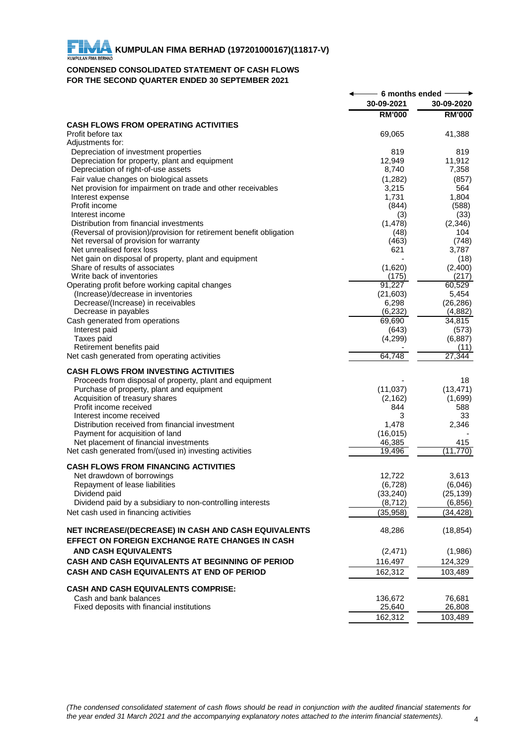**KUMPULAN FIMA BERHAD (197201000167)(11817-V)**

## CONDENSED CONSOLIDATED STATEMENT OF CASH FLOWS
## FOR THE SECOND QUARTER ENDED 30 SEPTEMBER 2021

| | 6 months ended | |
|---|---|---|
| | 30-09-2021 | 30-09-2020 |
| | RM'000 | RM'000 |
| **CASH FLOWS FROM OPERATING ACTIVITIES** | | |
| Profit before tax | 69,065 | 41,388 |
| Adjustments for: | | |
| Depreciation of investment properties | 819 | 819 |
| Depreciation for property, plant and equipment | 12,949 | 11,912 |
| Depreciation of right-of-use assets | 8,740 | 7,358 |
| Fair value changes on biological assets | (1,282) | (857) |
| Net provision for impairment on trade and other receivables | 3,215 | 564 |
| Interest expense | 1,731 | 1,804 |
| Profit income | (844) | (588) |
| Interest income | (3) | (33) |
| Distribution from financial investments | (1,478) | (2,346) |
| (Reversal of provision)/provision for retirement benefit obligation | (48) | 104 |
| Net reversal of provision for warranty | (463) | (748) |
| Net unrealised forex loss | 621 | 3,787 |
| Net gain on disposal of property, plant and equipment | - | (18) |
| Share of results of associates | (1,620) | (2,400) |
| Write back of inventories | (175) | (217) |
| Operating profit before working capital changes | 91,227 | 60,529 |
| (Increase)/decrease in inventories | (21,603) | 5,454 |
| Decrease/(Increase) in receivables | 6,298 | (26,286) |
| Decrease in payables | (6,232) | (4,882) |
| Cash generated from operations | 69,690 | 34,815 |
| Interest paid | (643) | (573) |
| Taxes paid | (4,299) | (6,887) |
| Retirement benefits paid | - | (11) |
| Net cash generated from operating activities | 64,748 | 27,344 |
| **CASH FLOWS FROM INVESTING ACTIVITIES** | | |
| Proceeds from disposal of property, plant and equipment | - | 18 |
| Purchase of property, plant and equipment | (11,037) | (13,471) |
| Acquisition of treasury shares | (2,162) | (1,699) |
| Profit income received | 844 | 588 |
| Interest income received | 3 | 33 |
| Distribution received from financial investment | 1,478 | 2,346 |
| Payment for acquisition of land | (16,015) | - |
| Net placement of financial investments | 46,385 | 415 |
| Net cash generated from/(used in) investing activities | 19,496 | (11,770) |
| **CASH FLOWS FROM FINANCING ACTIVITIES** | | |
| Net drawdown of borrowings | 12,722 | 3,613 |
| Repayment of lease liabilities | (6,728) | (6,046) |
| Dividend paid | (33,240) | (25,139) |
| Dividend paid by a subsidiary to non-controlling interests | (8,712) | (6,856) |
| Net cash used in financing activities | (35,958) | (34,428) |
| **NET INCREASE/(DECREASE) IN CASH AND CASH EQUIVALENTS** | 48,286 | (18,854) |
| **EFFECT ON FOREIGN EXCHANGE RATE CHANGES IN CASH AND CASH EQUIVALENTS** | (2,471) | (1,986) |
| **CASH AND CASH EQUIVALENTS AT BEGINNING OF PERIOD** | 116,497 | 124,329 |
| **CASH AND CASH EQUIVALENTS AT END OF PERIOD** | 162,312 | 103,489 |
| **CASH AND CASH EQUIVALENTS COMPRISE:** | | |
| Cash and bank balances | 136,672 | 76,681 |
| Fixed deposits with financial institutions | 25,640 | 26,808 |
| | 162,312 | 103,489 |

*(The condensed consolidated statement of cash flows should be read in conjunction with the audited financial statements for the year ended 31 March 2021 and the accompanying explanatory notes attached to the interim financial statements).*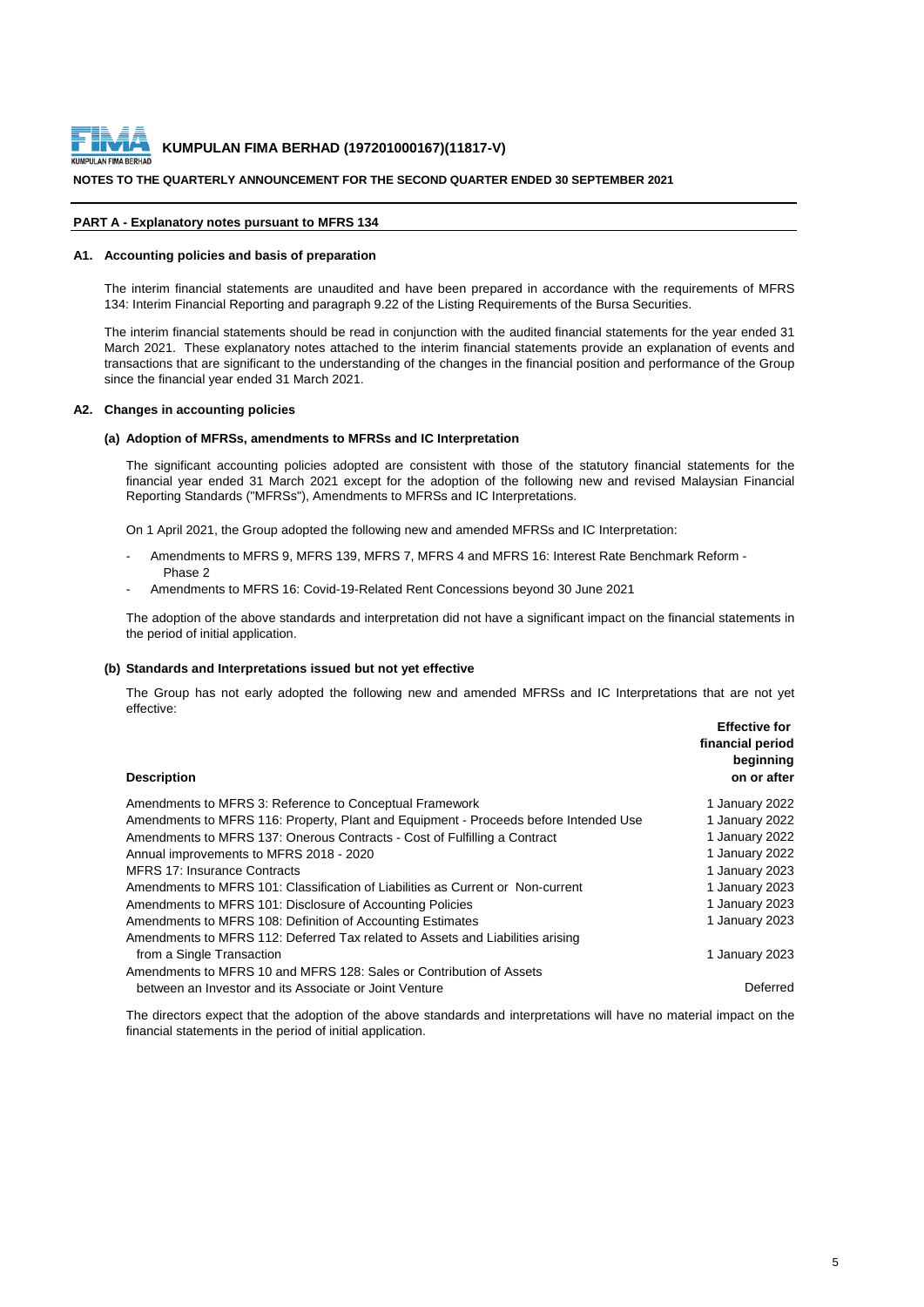**KUMPULAN FIMA BERHAD (197201000167)(11817-V)**

**NOTES TO THE QUARTERLY ANNOUNCEMENT FOR THE SECOND QUARTER ENDED 30 SEPTEMBER 2021**

## PART A - Explanatory notes pursuant to MFRS 134

### A1. Accounting policies and basis of preparation

The interim financial statements are unaudited and have been prepared in accordance with the requirements of MFRS 134: Interim Financial Reporting and paragraph 9.22 of the Listing Requirements of the Bursa Securities.

The interim financial statements should be read in conjunction with the audited financial statements for the year ended 31 March 2021. These explanatory notes attached to the interim financial statements provide an explanation of events and transactions that are significant to the understanding of the changes in the financial position and performance of the Group since the financial year ended 31 March 2021.

### A2. Changes in accounting policies

#### (a) Adoption of MFRSs, amendments to MFRSs and IC Interpretation

The significant accounting policies adopted are consistent with those of the statutory financial statements for the financial year ended 31 March 2021 except for the adoption of the following new and revised Malaysian Financial Reporting Standards ("MFRSs"), Amendments to MFRSs and IC Interpretations.

On 1 April 2021, the Group adopted the following new and amended MFRSs and IC Interpretation:

- Amendments to MFRS 9, MFRS 139, MFRS 7, MFRS 4 and MFRS 16: Interest Rate Benchmark Reform - Phase 2
- Amendments to MFRS 16: Covid-19-Related Rent Concessions beyond 30 June 2021

The adoption of the above standards and interpretation did not have a significant impact on the financial statements in the period of initial application.

#### (b) Standards and Interpretations issued but not yet effective

The Group has not early adopted the following new and amended MFRSs and IC Interpretations that are not yet effective:

| Description | Effective for financial period beginning on or after |
|---|---|
| Amendments to MFRS 3: Reference to Conceptual Framework | 1 January 2022 |
| Amendments to MFRS 116: Property, Plant and Equipment - Proceeds before Intended Use | 1 January 2022 |
| Amendments to MFRS 137: Onerous Contracts - Cost of Fulfilling a Contract | 1 January 2022 |
| Annual improvements to MFRS 2018 - 2020 | 1 January 2022 |
| MFRS 17: Insurance Contracts | 1 January 2023 |
| Amendments to MFRS 101: Classification of Liabilities as Current or Non-current | 1 January 2023 |
| Amendments to MFRS 101: Disclosure of Accounting Policies | 1 January 2023 |
| Amendments to MFRS 108: Definition of Accounting Estimates | 1 January 2023 |
| Amendments to MFRS 112: Deferred Tax related to Assets and Liabilities arising from a Single Transaction | 1 January 2023 |
| Amendments to MFRS 10 and MFRS 128: Sales or Contribution of Assets between an Investor and its Associate or Joint Venture | Deferred |

The directors expect that the adoption of the above standards and interpretations will have no material impact on the financial statements in the period of initial application.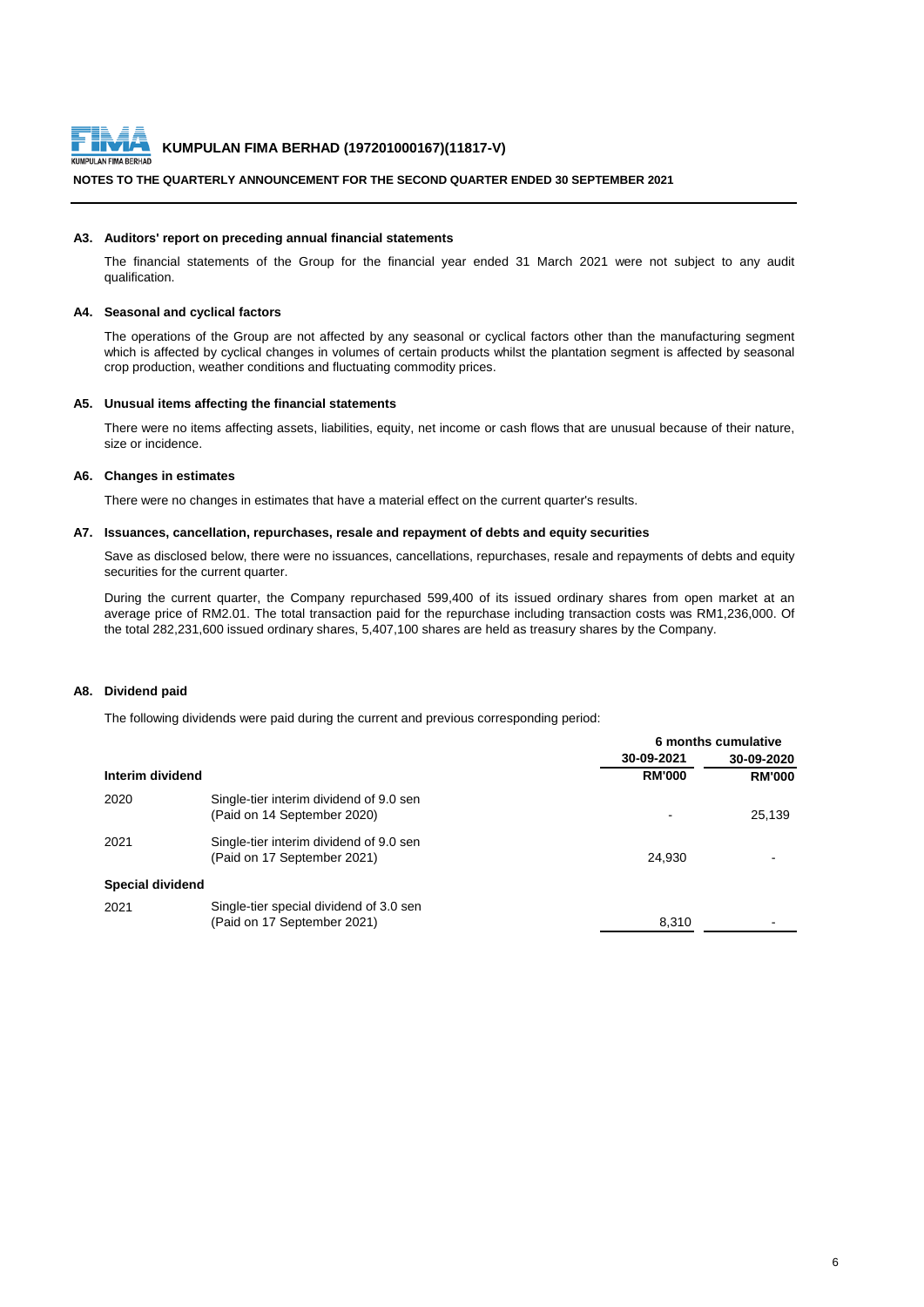**KUMPULAN FIMA BERHAD (197201000167)(11817-V)**

**NOTES TO THE QUARTERLY ANNOUNCEMENT FOR THE SECOND QUARTER ENDED 30 SEPTEMBER 2021**

### A3. Auditors' report on preceding annual financial statements

The financial statements of the Group for the financial year ended 31 March 2021 were not subject to any audit qualification.

### A4. Seasonal and cyclical factors

The operations of the Group are not affected by any seasonal or cyclical factors other than the manufacturing segment which is affected by cyclical changes in volumes of certain products whilst the plantation segment is affected by seasonal crop production, weather conditions and fluctuating commodity prices.

### A5. Unusual items affecting the financial statements

There were no items affecting assets, liabilities, equity, net income or cash flows that are unusual because of their nature, size or incidence.

### A6. Changes in estimates

There were no changes in estimates that have a material effect on the current quarter's results.

### A7. Issuances, cancellation, repurchases, resale and repayment of debts and equity securities

Save as disclosed below, there were no issuances, cancellations, repurchases, resale and repayments of debts and equity securities for the current quarter.

During the current quarter, the Company repurchased 599,400 of its issued ordinary shares from open market at an average price of RM2.01. The total transaction paid for the repurchase including transaction costs was RM1,236,000. Of the total 282,231,600 issued ordinary shares, 5,407,100 shares are held as treasury shares by the Company.

### A8. Dividend paid

The following dividends were paid during the current and previous corresponding period:

| | | 6 months cumulative | |
|---|---|---|---|
| | | 30-09-2021 | 30-09-2020 |
| **Interim dividend** | | **RM'000** | **RM'000** |
| 2020 | Single-tier interim dividend of 9.0 sen (Paid on 14 September 2020) | - | 25,139 |
| 2021 | Single-tier interim dividend of 9.0 sen (Paid on 17 September 2021) | 24,930 | - |
| **Special dividend** | | | |
| 2021 | Single-tier special dividend of 3.0 sen (Paid on 17 September 2021) | 8,310 | - |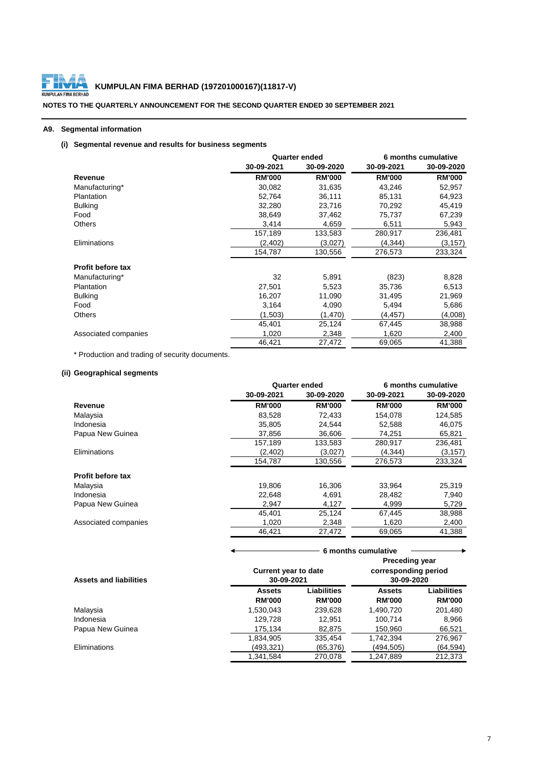**KUMPULAN FIMA BERHAD (197201000167)(11817-V)**

**NOTES TO THE QUARTERLY ANNOUNCEMENT FOR THE SECOND QUARTER ENDED 30 SEPTEMBER 2021**

## A9. Segmental information

### (i) Segmental revenue and results for business segments

| | Quarter ended | | 6 months cumulative | |
|---|---|---|---|---|
| | 30-09-2021 | 30-09-2020 | 30-09-2021 | 30-09-2020 |
| **Revenue** | **RM'000** | **RM'000** | **RM'000** | **RM'000** |
| Manufacturing* | 30,082 | 31,635 | 43,246 | 52,957 |
| Plantation | 52,764 | 36,111 | 85,131 | 64,923 |
| Bulking | 32,280 | 23,716 | 70,292 | 45,419 |
| Food | 38,649 | 37,462 | 75,737 | 67,239 |
| Others | 3,414 | 4,659 | 6,511 | 5,943 |
| | 157,189 | 133,583 | 280,917 | 236,481 |
| Eliminations | (2,402) | (3,027) | (4,344) | (3,157) |
| | 154,787 | 130,556 | 276,573 | 233,324 |
| **Profit before tax** | | | | |
| Manufacturing* | 32 | 5,891 | (823) | 8,828 |
| Plantation | 27,501 | 5,523 | 35,736 | 6,513 |
| Bulking | 16,207 | 11,090 | 31,495 | 21,969 |
| Food | 3,164 | 4,090 | 5,494 | 5,686 |
| Others | (1,503) | (1,470) | (4,457) | (4,008) |
| | 45,401 | 25,124 | 67,445 | 38,988 |
| Associated companies | 1,020 | 2,348 | 1,620 | 2,400 |
| | 46,421 | 27,472 | 69,065 | 41,388 |

\* Production and trading of security documents.

### (ii) Geographical segments

| | Quarter ended | | 6 months cumulative | |
|---|---|---|---|---|
| | 30-09-2021 | 30-09-2020 | 30-09-2021 | 30-09-2020 |
| **Revenue** | **RM'000** | **RM'000** | **RM'000** | **RM'000** |
| Malaysia | 83,528 | 72,433 | 154,078 | 124,585 |
| Indonesia | 35,805 | 24,544 | 52,588 | 46,075 |
| Papua New Guinea | 37,856 | 36,606 | 74,251 | 65,821 |
| | 157,189 | 133,583 | 280,917 | 236,481 |
| Eliminations | (2,402) | (3,027) | (4,344) | (3,157) |
| | 154,787 | 130,556 | 276,573 | 233,324 |
| **Profit before tax** | | | | |
| Malaysia | 19,806 | 16,306 | 33,964 | 25,319 |
| Indonesia | 22,648 | 4,691 | 28,482 | 7,940 |
| Papua New Guinea | 2,947 | 4,127 | 4,999 | 5,729 |
| | 45,401 | 25,124 | 67,445 | 38,988 |
| Associated companies | 1,020 | 2,348 | 1,620 | 2,400 |
| | 46,421 | 27,472 | 69,065 | 41,388 |

| | 6 months cumulative | | | |
|---|---|---|---|---|
| **Assets and liabilities** | Current year to date 30-09-2021 | | Preceding year corresponding period 30-09-2020 | |
| | **Assets** | **Liabilities** | **Assets** | **Liabilities** |
| | **RM'000** | **RM'000** | **RM'000** | **RM'000** |
| Malaysia | 1,530,043 | 239,628 | 1,490,720 | 201,480 |
| Indonesia | 129,728 | 12,951 | 100,714 | 8,966 |
| Papua New Guinea | 175,134 | 82,875 | 150,960 | 66,521 |
| | 1,834,905 | 335,454 | 1,742,394 | 276,967 |
| Eliminations | (493,321) | (65,376) | (494,505) | (64,594) |
| | 1,341,584 | 270,078 | 1,247,889 | 212,373 |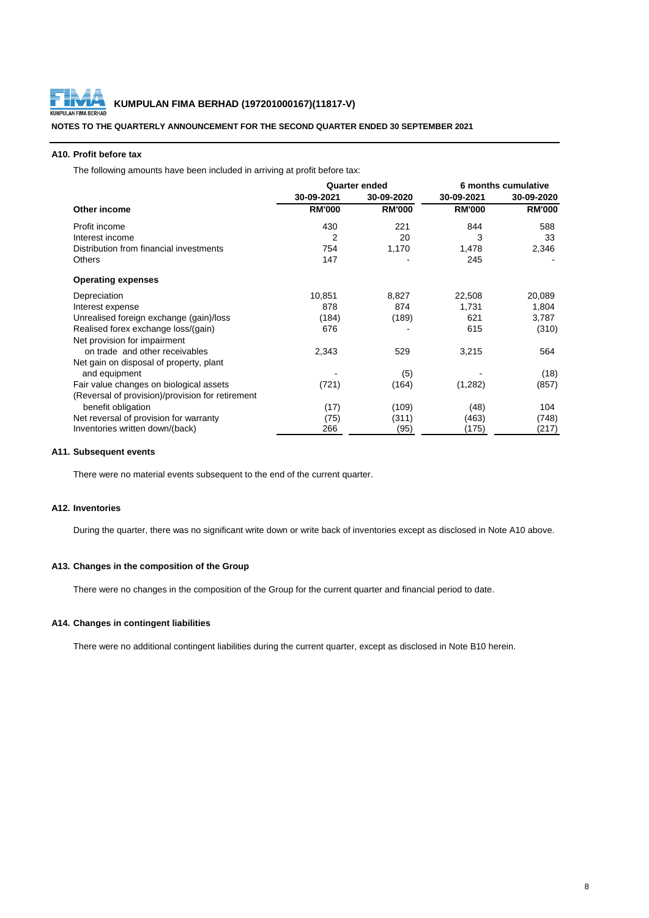**KUMPULAN FIMA BERHAD (197201000167)(11817-V)**

**NOTES TO THE QUARTERLY ANNOUNCEMENT FOR THE SECOND QUARTER ENDED 30 SEPTEMBER 2021**

## A10. Profit before tax

The following amounts have been included in arriving at profit before tax:

| | Quarter ended | | 6 months cumulative | |
|---|---|---|---|---|
| | 30-09-2021 | 30-09-2020 | 30-09-2021 | 30-09-2020 |
| **Other income** | **RM'000** | **RM'000** | **RM'000** | **RM'000** |
| Profit income | 430 | 221 | 844 | 588 |
| Interest income | 2 | 20 | 3 | 33 |
| Distribution from financial investments | 754 | 1,170 | 1,478 | 2,346 |
| Others | 147 | - | 245 | - |
| **Operating expenses** | | | | |
| Depreciation | 10,851 | 8,827 | 22,508 | 20,089 |
| Interest expense | 878 | 874 | 1,731 | 1,804 |
| Unrealised foreign exchange (gain)/loss | (184) | (189) | 621 | 3,787 |
| Realised forex exchange loss/(gain) | 676 | - | 615 | (310) |
| Net provision for impairment on trade and other receivables | 2,343 | 529 | 3,215 | 564 |
| Net gain on disposal of property, plant and equipment | - | (5) | - | (18) |
| Fair value changes on biological assets | (721) | (164) | (1,282) | (857) |
| (Reversal of provision)/provision for retirement benefit obligation | (17) | (109) | (48) | 104 |
| Net reversal of provision for warranty | (75) | (311) | (463) | (748) |
| Inventories written down/(back) | 266 | (95) | (175) | (217) |

## A11. Subsequent events

There were no material events subsequent to the end of the current quarter.

## A12. Inventories

During the quarter, there was no significant write down or write back of inventories except as disclosed in Note A10 above.

## A13. Changes in the composition of the Group

There were no changes in the composition of the Group for the current quarter and financial period to date.

## A14. Changes in contingent liabilities

There were no additional contingent liabilities during the current quarter, except as disclosed in Note B10 herein.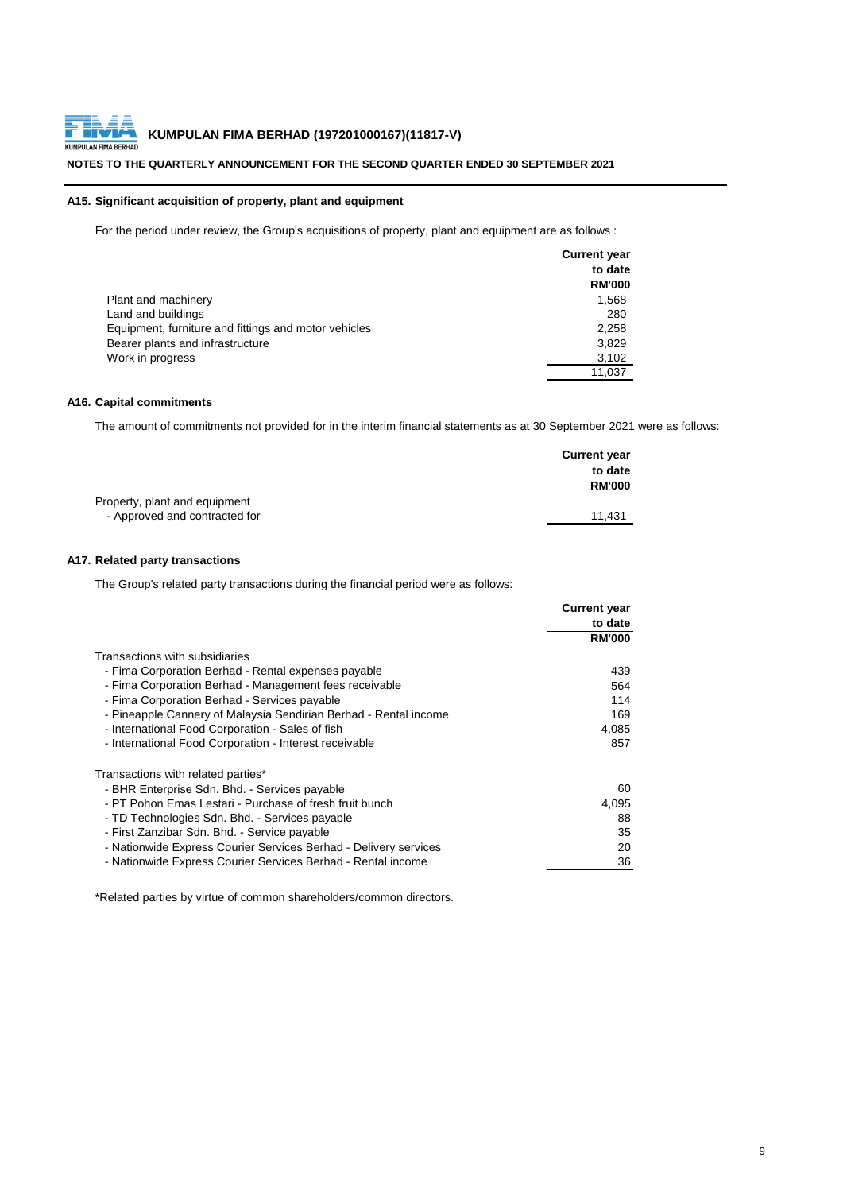## A15. Significant acquisition of property, plant and equipment

For the period under review, the Group's acquisitions of property, plant and equipment are as follows :

| | Current year to date RM'000 |
|---|---|
| Plant and machinery | 1,568 |
| Land and buildings | 280 |
| Equipment, furniture and fittings and motor vehicles | 2,258 |
| Bearer plants and infrastructure | 3,829 |
| Work in progress | 3,102 |
| | 11,037 |

## A16. Capital commitments

The amount of commitments not provided for in the interim financial statements as at 30 September 2021 were as follows:

| | Current year to date RM'000 |
|---|---|
| Property, plant and equipment | |
| - Approved and contracted for | 11,431 |

## A17. Related party transactions

The Group's related party transactions during the financial period were as follows:

| | Current year to date RM'000 |
|---|---|
| Transactions with subsidiaries | |
| - Fima Corporation Berhad - Rental expenses payable | 439 |
| - Fima Corporation Berhad - Management fees receivable | 564 |
| - Fima Corporation Berhad - Services payable | 114 |
| - Pineapple Cannery of Malaysia Sendirian Berhad - Rental income | 169 |
| - International Food Corporation - Sales of fish | 4,085 |
| - International Food Corporation - Interest receivable | 857 |
| | |
| Transactions with related parties* | |
| - BHR Enterprise Sdn. Bhd. - Services payable | 60 |
| - PT Pohon Emas Lestari - Purchase of fresh fruit bunch | 4,095 |
| - TD Technologies Sdn. Bhd. - Services payable | 88 |
| - First Zanzibar Sdn. Bhd. - Service payable | 35 |
| - Nationwide Express Courier Services Berhad - Delivery services | 20 |
| - Nationwide Express Courier Services Berhad - Rental income | 36 |

*Related parties by virtue of common shareholders/common directors.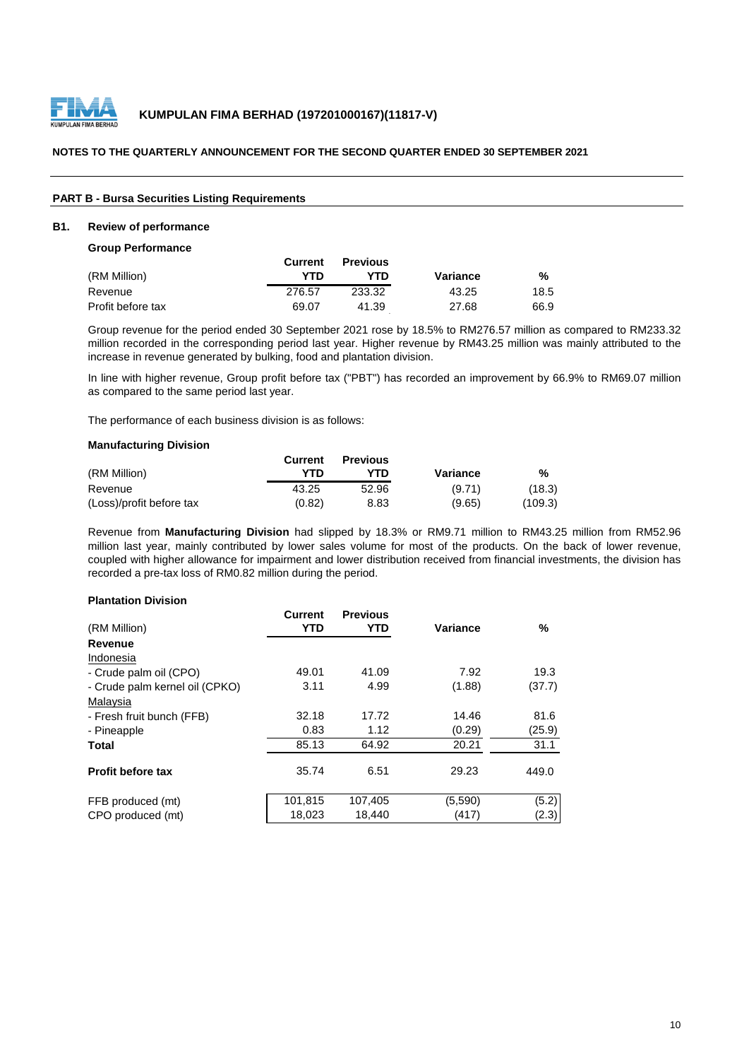**KUMPULAN FIMA BERHAD (197201000167)(11817-V)**

**NOTES TO THE QUARTERLY ANNOUNCEMENT FOR THE SECOND QUARTER ENDED 30 SEPTEMBER 2021**

**PART B - Bursa Securities Listing Requirements**

## B1. Review of performance

**Group Performance**

| (RM Million) | Current YTD | Previous YTD | Variance | % |
|---|---|---|---|---|
| Revenue | 276.57 | 233.32 | 43.25 | 18.5 |
| Profit before tax | 69.07 | 41.39 | 27.68 | 66.9 |

Group revenue for the period ended 30 September 2021 rose by 18.5% to RM276.57 million as compared to RM233.32 million recorded in the corresponding period last year. Higher revenue by RM43.25 million was mainly attributed to the increase in revenue generated by bulking, food and plantation division.

In line with higher revenue, Group profit before tax ("PBT") has recorded an improvement by 66.9% to RM69.07 million as compared to the same period last year.

The performance of each business division is as follows:

**Manufacturing Division**

| (RM Million) | Current YTD | Previous YTD | Variance | % |
|---|---|---|---|---|
| Revenue | 43.25 | 52.96 | (9.71) | (18.3) |
| (Loss)/profit before tax | (0.82) | 8.83 | (9.65) | (109.3) |

Revenue from **Manufacturing Division** had slipped by 18.3% or RM9.71 million to RM43.25 million from RM52.96 million last year, mainly contributed by lower sales volume for most of the products. On the back of lower revenue, coupled with higher allowance for impairment and lower distribution received from financial investments, the division has recorded a pre-tax loss of RM0.82 million during the period.

**Plantation Division**

| (RM Million) | Current YTD | Previous YTD | Variance | % |
|---|---|---|---|---|
| **Revenue** | | | | |
| Indonesia | | | | |
| - Crude palm oil (CPO) | 49.01 | 41.09 | 7.92 | 19.3 |
| - Crude palm kernel oil (CPKO) | 3.11 | 4.99 | (1.88) | (37.7) |
| Malaysia | | | | |
| - Fresh fruit bunch (FFB) | 32.18 | 17.72 | 14.46 | 81.6 |
| - Pineapple | 0.83 | 1.12 | (0.29) | (25.9) |
| **Total** | 85.13 | 64.92 | 20.21 | 31.1 |
| **Profit before tax** | 35.74 | 6.51 | 29.23 | 449.0 |
| FFB produced (mt) | 101,815 | 107,405 | (5,590) | (5.2) |
| CPO produced (mt) | 18,023 | 18,440 | (417) | (2.3) |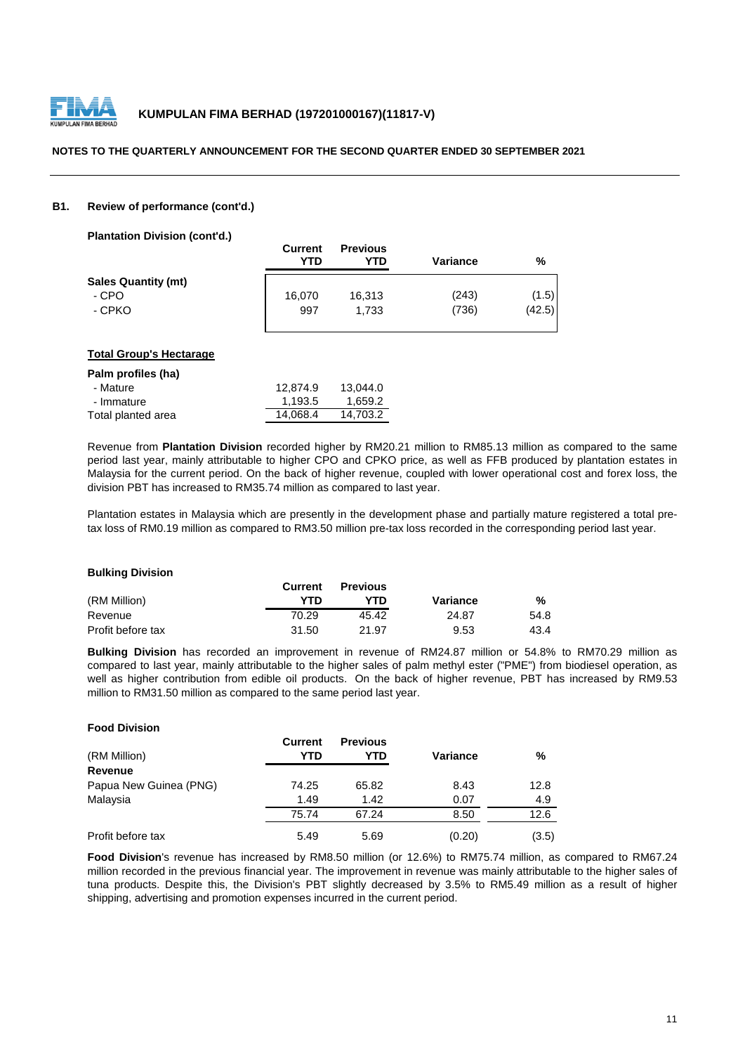### B1. Review of performance (cont'd.)

**Plantation Division (cont'd.)**

| | Current YTD | Previous YTD | Variance | % |
|---|---|---|---|---|
| **Sales Quantity (mt)** | | | | |
| - CPO | 16,070 | 16,313 | (243) | (1.5) |
| - CPKO | 997 | 1,733 | (736) | (42.5) |

**Total Group's Hectarage**

| | Current YTD | Previous YTD |
|---|---|---|
| **Palm profiles (ha)** | | |
| - Mature | 12,874.9 | 13,044.0 |
| - Immature | 1,193.5 | 1,659.2 |
| Total planted area | 14,068.4 | 14,703.2 |

Revenue from **Plantation Division** recorded higher by RM20.21 million to RM85.13 million as compared to the same period last year, mainly attributable to higher CPO and CPKO price, as well as FFB produced by plantation estates in Malaysia for the current period. On the back of higher revenue, coupled with lower operational cost and forex loss, the division PBT has increased to RM35.74 million as compared to last year.

Plantation estates in Malaysia which are presently in the development phase and partially mature registered a total pre-tax loss of RM0.19 million as compared to RM3.50 million pre-tax loss recorded in the corresponding period last year.

**Bulking Division**

| (RM Million) | Current YTD | Previous YTD | Variance | % |
|---|---|---|---|---|
| Revenue | 70.29 | 45.42 | 24.87 | 54.8 |
| Profit before tax | 31.50 | 21.97 | 9.53 | 43.4 |

**Bulking Division** has recorded an improvement in revenue of RM24.87 million or 54.8% to RM70.29 million as compared to last year, mainly attributable to the higher sales of palm methyl ester ("PME") from biodiesel operation, as well as higher contribution from edible oil products. On the back of higher revenue, PBT has increased by RM9.53 million to RM31.50 million as compared to the same period last year.

**Food Division**

| (RM Million) | Current YTD | Previous YTD | Variance | % |
|---|---|---|---|---|
| **Revenue** | | | | |
| Papua New Guinea (PNG) | 74.25 | 65.82 | 8.43 | 12.8 |
| Malaysia | 1.49 | 1.42 | 0.07 | 4.9 |
| | 75.74 | 67.24 | 8.50 | 12.6 |
| Profit before tax | 5.49 | 5.69 | (0.20) | (3.5) |

**Food Division**'s revenue has increased by RM8.50 million (or 12.6%) to RM75.74 million, as compared to RM67.24 million recorded in the previous financial year. The improvement in revenue was mainly attributable to the higher sales of tuna products. Despite this, the Division's PBT slightly decreased by 3.5% to RM5.49 million as a result of higher shipping, advertising and promotion expenses incurred in the current period.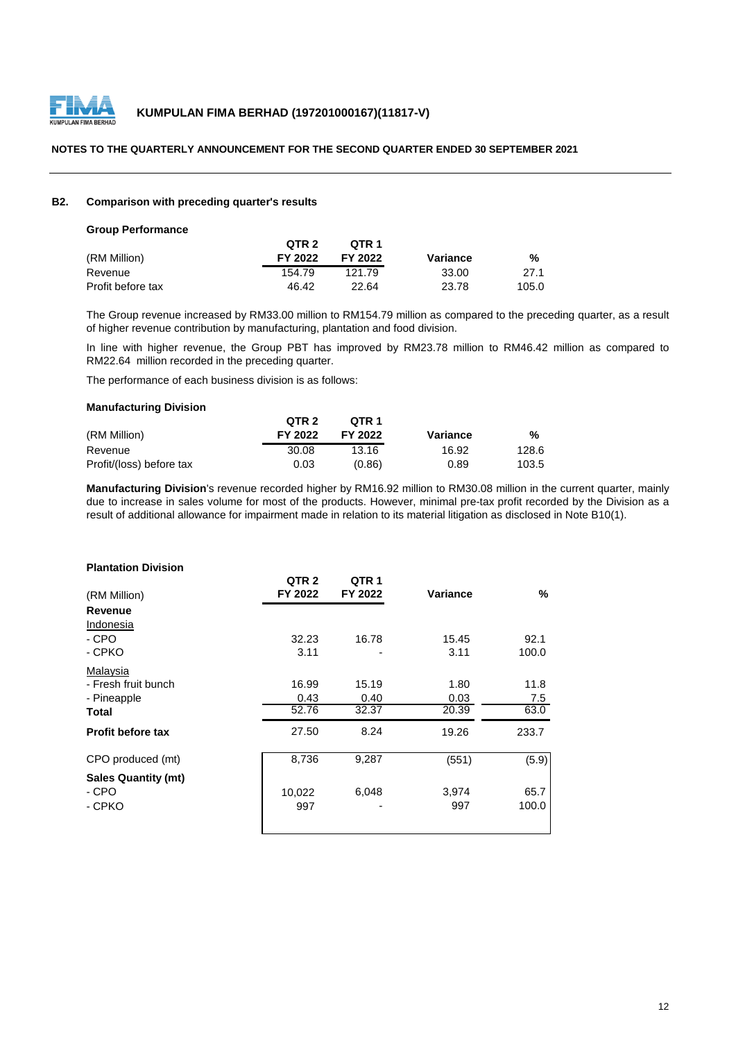### B2. Comparison with preceding quarter's results

**Group Performance**

| (RM Million) | QTR 2 FY 2022 | QTR 1 FY 2022 | Variance | % |
|---|---|---|---|---|
| Revenue | 154.79 | 121.79 | 33.00 | 27.1 |
| Profit before tax | 46.42 | 22.64 | 23.78 | 105.0 |

The Group revenue increased by RM33.00 million to RM154.79 million as compared to the preceding quarter, as a result of higher revenue contribution by manufacturing, plantation and food division.

In line with higher revenue, the Group PBT has improved by RM23.78 million to RM46.42 million as compared to RM22.64 million recorded in the preceding quarter.

The performance of each business division is as follows:

**Manufacturing Division**

| (RM Million) | QTR 2 FY 2022 | QTR 1 FY 2022 | Variance | % |
|---|---|---|---|---|
| Revenue | 30.08 | 13.16 | 16.92 | 128.6 |
| Profit/(loss) before tax | 0.03 | (0.86) | 0.89 | 103.5 |

**Manufacturing Division**'s revenue recorded higher by RM16.92 million to RM30.08 million in the current quarter, mainly due to increase in sales volume for most of the products. However, minimal pre-tax profit recorded by the Division as a result of additional allowance for impairment made in relation to its material litigation as disclosed in Note B10(1).

**Plantation Division**

| (RM Million) | QTR 2 FY 2022 | QTR 1 FY 2022 | Variance | % |
|---|---|---|---|---|
| **Revenue** | | | | |
| Indonesia | | | | |
| - CPO | 32.23 | 16.78 | 15.45 | 92.1 |
| - CPKO | 3.11 | - | 3.11 | 100.0 |
| Malaysia | | | | |
| - Fresh fruit bunch | 16.99 | 15.19 | 1.80 | 11.8 |
| - Pineapple | 0.43 | 0.40 | 0.03 | 7.5 |
| **Total** | 52.76 | 32.37 | 20.39 | 63.0 |
| **Profit before tax** | 27.50 | 8.24 | 19.26 | 233.7 |
| CPO produced (mt) | 8,736 | 9,287 | (551) | (5.9) |
| **Sales Quantity (mt)** | | | | |
| - CPO | 10,022 | 6,048 | 3,974 | 65.7 |
| - CPKO | 997 | - | 997 | 100.0 |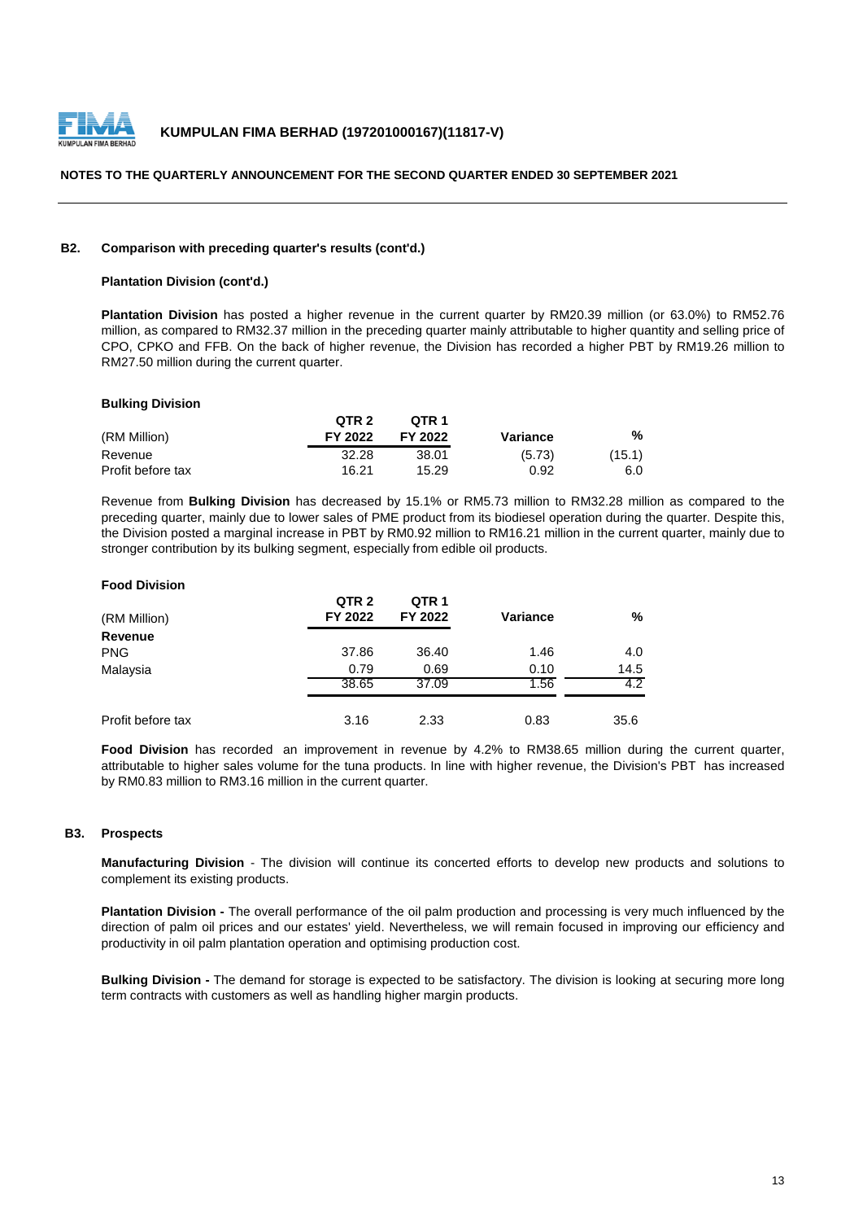### B2. Comparison with preceding quarter's results (cont'd.)

**Plantation Division (cont'd.)**

**Plantation Division** has posted a higher revenue in the current quarter by RM20.39 million (or 63.0%) to RM52.76 million, as compared to RM32.37 million in the preceding quarter mainly attributable to higher quantity and selling price of CPO, CPKO and FFB. On the back of higher revenue, the Division has recorded a higher PBT by RM19.26 million to RM27.50 million during the current quarter.

**Bulking Division**

| (RM Million) | QTR 2 FY 2022 | QTR 1 FY 2022 | Variance | % |
|---|---|---|---|---|
| Revenue | 32.28 | 38.01 | (5.73) | (15.1) |
| Profit before tax | 16.21 | 15.29 | 0.92 | 6.0 |

Revenue from **Bulking Division** has decreased by 15.1% or RM5.73 million to RM32.28 million as compared to the preceding quarter, mainly due to lower sales of PME product from its biodiesel operation during the quarter. Despite this, the Division posted a marginal increase in PBT by RM0.92 million to RM16.21 million in the current quarter, mainly due to stronger contribution by its bulking segment, especially from edible oil products.

**Food Division**

| (RM Million) | QTR 2 FY 2022 | QTR 1 FY 2022 | Variance | % |
|---|---|---|---|---|
| **Revenue** | | | | |
| PNG | 37.86 | 36.40 | 1.46 | 4.0 |
| Malaysia | 0.79 | 0.69 | 0.10 | 14.5 |
| | 38.65 | 37.09 | 1.56 | 4.2 |
| Profit before tax | 3.16 | 2.33 | 0.83 | 35.6 |

**Food Division** has recorded an improvement in revenue by 4.2% to RM38.65 million during the current quarter, attributable to higher sales volume for the tuna products. In line with higher revenue, the Division's PBT has increased by RM0.83 million to RM3.16 million in the current quarter.

### B3. Prospects

**Manufacturing Division** - The division will continue its concerted efforts to develop new products and solutions to complement its existing products.

**Plantation Division -** The overall performance of the oil palm production and processing is very much influenced by the direction of palm oil prices and our estates' yield. Nevertheless, we will remain focused in improving our efficiency and productivity in oil palm plantation operation and optimising production cost.

**Bulking Division -** The demand for storage is expected to be satisfactory. The division is looking at securing more long term contracts with customers as well as handling higher margin products.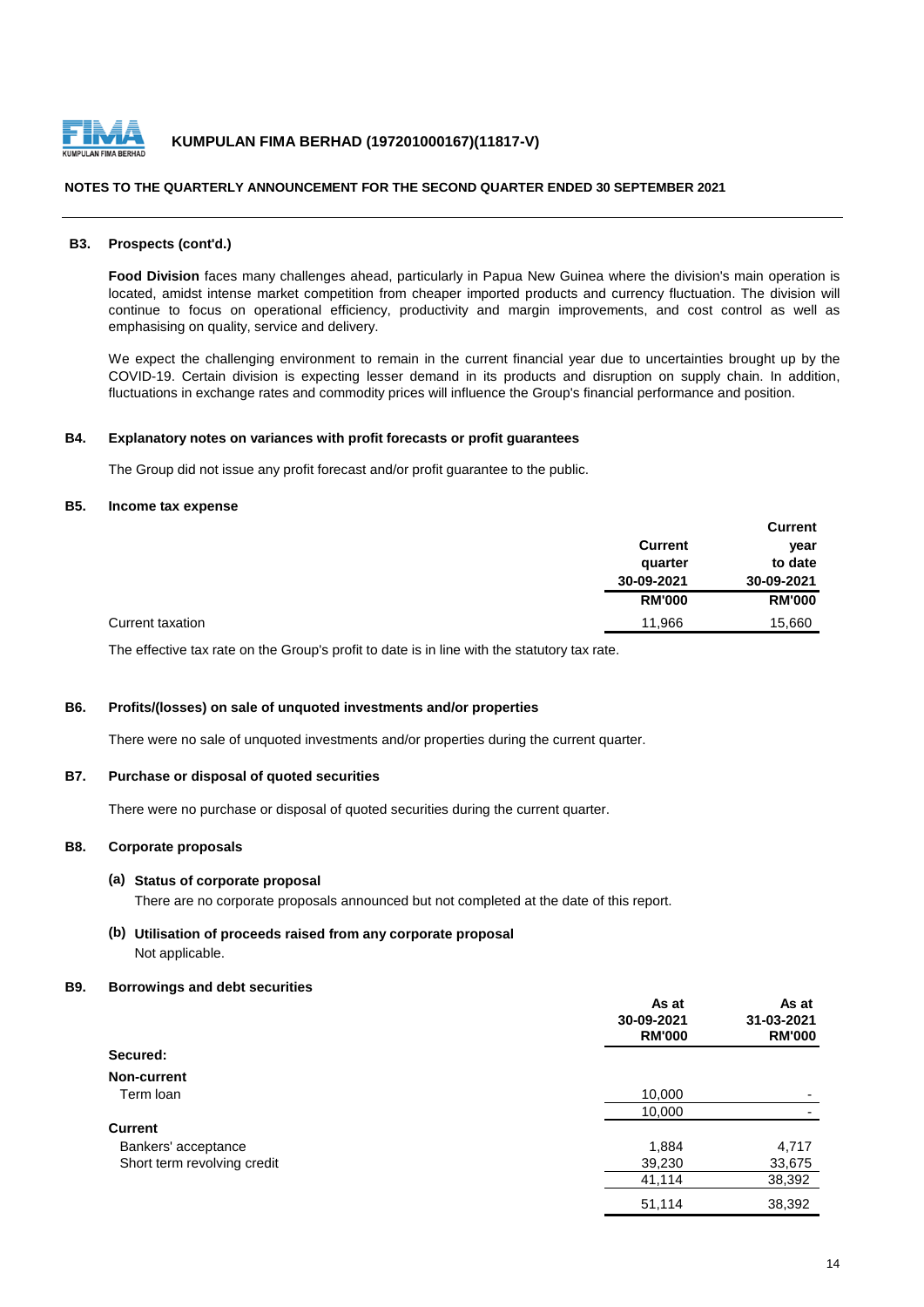**KUMPULAN FIMA BERHAD (197201000167)(11817-V)**

**NOTES TO THE QUARTERLY ANNOUNCEMENT FOR THE SECOND QUARTER ENDED 30 SEPTEMBER 2021**

### B3. Prospects (cont'd.)

**Food Division** faces many challenges ahead, particularly in Papua New Guinea where the division's main operation is located, amidst intense market competition from cheaper imported products and currency fluctuation. The division will continue to focus on operational efficiency, productivity and margin improvements, and cost control as well as emphasising on quality, service and delivery.

We expect the challenging environment to remain in the current financial year due to uncertainties brought up by the COVID-19. Certain division is expecting lesser demand in its products and disruption on supply chain. In addition, fluctuations in exchange rates and commodity prices will influence the Group's financial performance and position.

### B4. Explanatory notes on variances with profit forecasts or profit guarantees

The Group did not issue any profit forecast and/or profit guarantee to the public.

### B5. Income tax expense

| | Current quarter 30-09-2021 RM'000 | Current year to date 30-09-2021 RM'000 |
|---|---|---|
| Current taxation | 11,966 | 15,660 |

The effective tax rate on the Group's profit to date is in line with the statutory tax rate.

### B6. Profits/(losses) on sale of unquoted investments and/or properties

There were no sale of unquoted investments and/or properties during the current quarter.

### B7. Purchase or disposal of quoted securities

There were no purchase or disposal of quoted securities during the current quarter.

### B8. Corporate proposals

**(a) Status of corporate proposal**

There are no corporate proposals announced but not completed at the date of this report.

**(b) Utilisation of proceeds raised from any corporate proposal**

Not applicable.

### B9. Borrowings and debt securities

| | As at 30-09-2021 RM'000 | As at 31-03-2021 RM'000 |
|---|---|---|
| **Secured:** | | |
| **Non-current** | | |
| Term loan | 10,000 | - |
| | 10,000 | - |
| **Current** | | |
| Bankers' acceptance | 1,884 | 4,717 |
| Short term revolving credit | 39,230 | 33,675 |
| | 41,114 | 38,392 |
| | 51,114 | 38,392 |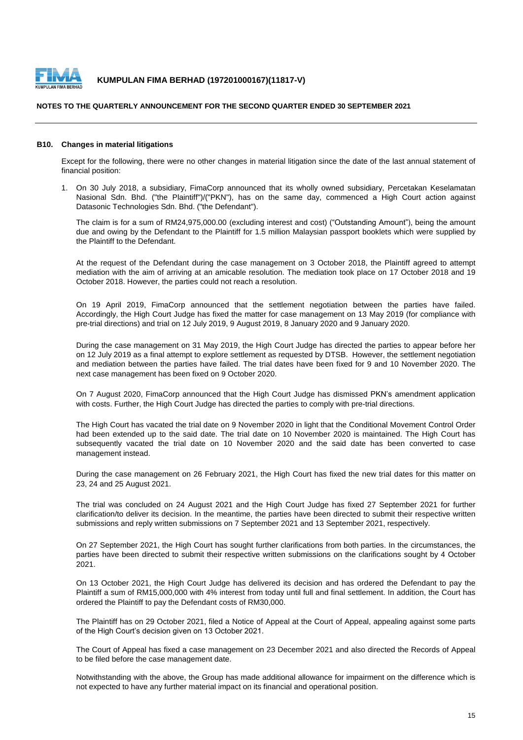## B10. Changes in material litigations

Except for the following, there were no other changes in material litigation since the date of the last annual statement of financial position:

1. On 30 July 2018, a subsidiary, FimaCorp announced that its wholly owned subsidiary, Percetakan Keselamatan Nasional Sdn. Bhd. ("the Plaintiff")/("PKN"), has on the same day, commenced a High Court action against Datasonic Technologies Sdn. Bhd. ("the Defendant").

   The claim is for a sum of RM24,975,000.00 (excluding interest and cost) ("Outstanding Amount"), being the amount due and owing by the Defendant to the Plaintiff for 1.5 million Malaysian passport booklets which were supplied by the Plaintiff to the Defendant.

   At the request of the Defendant during the case management on 3 October 2018, the Plaintiff agreed to attempt mediation with the aim of arriving at an amicable resolution. The mediation took place on 17 October 2018 and 19 October 2018. However, the parties could not reach a resolution.

   On 19 April 2019, FimaCorp announced that the settlement negotiation between the parties have failed. Accordingly, the High Court Judge has fixed the matter for case management on 13 May 2019 (for compliance with pre-trial directions) and trial on 12 July 2019, 9 August 2019, 8 January 2020 and 9 January 2020.

   During the case management on 31 May 2019, the High Court Judge has directed the parties to appear before her on 12 July 2019 as a final attempt to explore settlement as requested by DTSB. However, the settlement negotiation and mediation between the parties have failed. The trial dates have been fixed for 9 and 10 November 2020. The next case management has been fixed on 9 October 2020.

   On 7 August 2020, FimaCorp announced that the High Court Judge has dismissed PKN's amendment application with costs. Further, the High Court Judge has directed the parties to comply with pre-trial directions.

   The High Court has vacated the trial date on 9 November 2020 in light that the Conditional Movement Control Order had been extended up to the said date. The trial date on 10 November 2020 is maintained. The High Court has subsequently vacated the trial date on 10 November 2020 and the said date has been converted to case management instead.

   During the case management on 26 February 2021, the High Court has fixed the new trial dates for this matter on 23, 24 and 25 August 2021.

   The trial was concluded on 24 August 2021 and the High Court Judge has fixed 27 September 2021 for further clarification/to deliver its decision. In the meantime, the parties have been directed to submit their respective written submissions and reply written submissions on 7 September 2021 and 13 September 2021, respectively.

   On 27 September 2021, the High Court has sought further clarifications from both parties. In the circumstances, the parties have been directed to submit their respective written submissions on the clarifications sought by 4 October 2021.

   On 13 October 2021, the High Court Judge has delivered its decision and has ordered the Defendant to pay the Plaintiff a sum of RM15,000,000 with 4% interest from today until full and final settlement. In addition, the Court has ordered the Plaintiff to pay the Defendant costs of RM30,000.

   The Plaintiff has on 29 October 2021, filed a Notice of Appeal at the Court of Appeal, appealing against some parts of the High Court's decision given on 13 October 2021.

   The Court of Appeal has fixed a case management on 23 December 2021 and also directed the Records of Appeal to be filed before the case management date.

   Notwithstanding with the above, the Group has made additional allowance for impairment on the difference which is not expected to have any further material impact on its financial and operational position.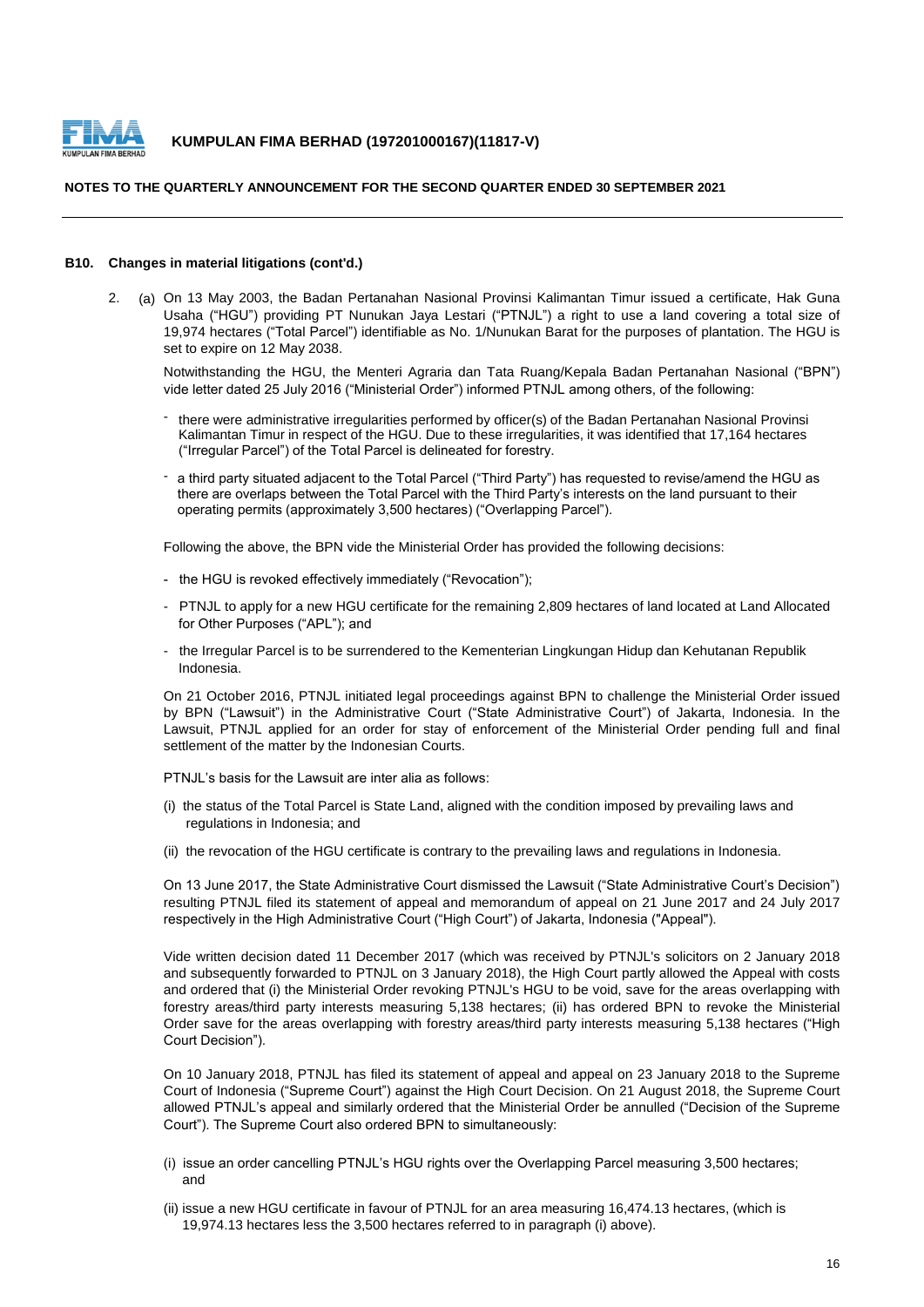**B10. Changes in material litigations (cont'd.)**

2. (a) On 13 May 2003, the Badan Pertanahan Nasional Provinsi Kalimantan Timur issued a certificate, Hak Guna Usaha ("HGU") providing PT Nunukan Jaya Lestari ("PTNJL") a right to use a land covering a total size of 19,974 hectares ("Total Parcel") identifiable as No. 1/Nunukan Barat for the purposes of plantation. The HGU is set to expire on 12 May 2038.

   Notwithstanding the HGU, the Menteri Agraria dan Tata Ruang/Kepala Badan Pertanahan Nasional ("BPN") vide letter dated 25 July 2016 ("Ministerial Order") informed PTNJL among others, of the following:

   - there were administrative irregularities performed by officer(s) of the Badan Pertanahan Nasional Provinsi Kalimantan Timur in respect of the HGU. Due to these irregularities, it was identified that 17,164 hectares ("Irregular Parcel") of the Total Parcel is delineated for forestry.
   - a third party situated adjacent to the Total Parcel ("Third Party") has requested to revise/amend the HGU as there are overlaps between the Total Parcel with the Third Party's interests on the land pursuant to their operating permits (approximately 3,500 hectares) ("Overlapping Parcel").

   Following the above, the BPN vide the Ministerial Order has provided the following decisions:

   - the HGU is revoked effectively immediately ("Revocation");
   - PTNJL to apply for a new HGU certificate for the remaining 2,809 hectares of land located at Land Allocated for Other Purposes ("APL"); and
   - the Irregular Parcel is to be surrendered to the Kementerian Lingkungan Hidup dan Kehutanan Republik Indonesia.

   On 21 October 2016, PTNJL initiated legal proceedings against BPN to challenge the Ministerial Order issued by BPN ("Lawsuit") in the Administrative Court ("State Administrative Court") of Jakarta, Indonesia. In the Lawsuit, PTNJL applied for an order for stay of enforcement of the Ministerial Order pending full and final settlement of the matter by the Indonesian Courts.

   PTNJL's basis for the Lawsuit are inter alia as follows:

   (i) the status of the Total Parcel is State Land, aligned with the condition imposed by prevailing laws and regulations in Indonesia; and

   (ii) the revocation of the HGU certificate is contrary to the prevailing laws and regulations in Indonesia.

   On 13 June 2017, the State Administrative Court dismissed the Lawsuit ("State Administrative Court's Decision") resulting PTNJL filed its statement of appeal and memorandum of appeal on 21 June 2017 and 24 July 2017 respectively in the High Administrative Court ("High Court") of Jakarta, Indonesia ("Appeal").

   Vide written decision dated 11 December 2017 (which was received by PTNJL's solicitors on 2 January 2018 and subsequently forwarded to PTNJL on 3 January 2018), the High Court partly allowed the Appeal with costs and ordered that (i) the Ministerial Order revoking PTNJL's HGU to be void, save for the areas overlapping with forestry areas/third party interests measuring 5,138 hectares; (ii) has ordered BPN to revoke the Ministerial Order save for the areas overlapping with forestry areas/third party interests measuring 5,138 hectares ("High Court Decision").

   On 10 January 2018, PTNJL has filed its statement of appeal and appeal on 23 January 2018 to the Supreme Court of Indonesia ("Supreme Court") against the High Court Decision. On 21 August 2018, the Supreme Court allowed PTNJL's appeal and similarly ordered that the Ministerial Order be annulled ("Decision of the Supreme Court"). The Supreme Court also ordered BPN to simultaneously:

   (i) issue an order cancelling PTNJL's HGU rights over the Overlapping Parcel measuring 3,500 hectares; and

   (ii) issue a new HGU certificate in favour of PTNJL for an area measuring 16,474.13 hectares, (which is 19,974.13 hectares less the 3,500 hectares referred to in paragraph (i) above).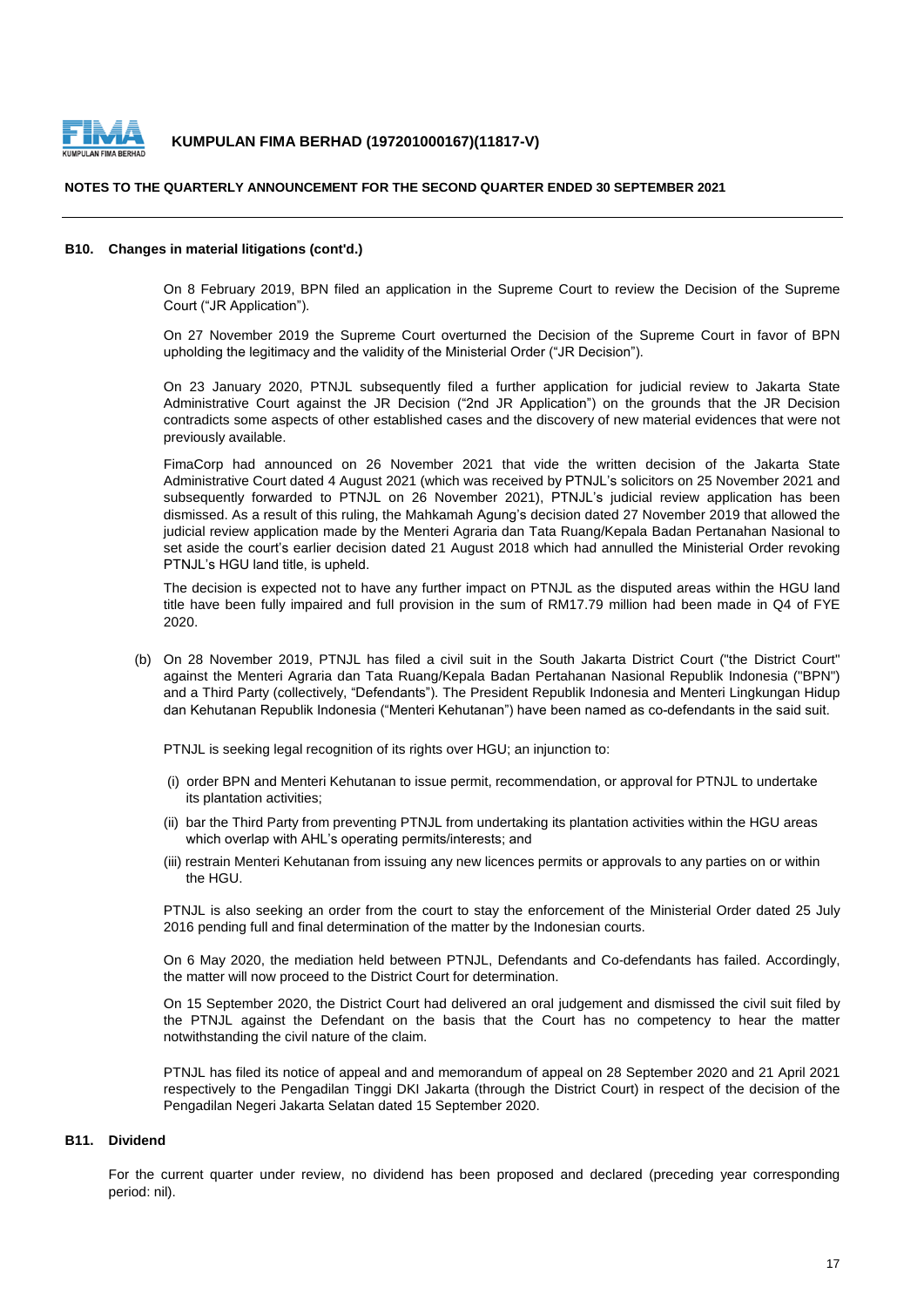### B10. Changes in material litigations (cont'd.)

On 8 February 2019, BPN filed an application in the Supreme Court to review the Decision of the Supreme Court ("JR Application").

On 27 November 2019 the Supreme Court overturned the Decision of the Supreme Court in favor of BPN upholding the legitimacy and the validity of the Ministerial Order ("JR Decision").

On 23 January 2020, PTNJL subsequently filed a further application for judicial review to Jakarta State Administrative Court against the JR Decision ("2nd JR Application") on the grounds that the JR Decision contradicts some aspects of other established cases and the discovery of new material evidences that were not previously available.

FimaCorp had announced on 26 November 2021 that vide the written decision of the Jakarta State Administrative Court dated 4 August 2021 (which was received by PTNJL's solicitors on 25 November 2021 and subsequently forwarded to PTNJL on 26 November 2021), PTNJL's judicial review application has been dismissed. As a result of this ruling, the Mahkamah Agung's decision dated 27 November 2019 that allowed the judicial review application made by the Menteri Agraria dan Tata Ruang/Kepala Badan Pertanahan Nasional to set aside the court's earlier decision dated 21 August 2018 which had annulled the Ministerial Order revoking PTNJL's HGU land title, is upheld.

The decision is expected not to have any further impact on PTNJL as the disputed areas within the HGU land title have been fully impaired and full provision in the sum of RM17.79 million had been made in Q4 of FYE 2020.

(b) On 28 November 2019, PTNJL has filed a civil suit in the South Jakarta District Court ("the District Court" against the Menteri Agraria dan Tata Ruang/Kepala Badan Pertahanan Nasional Republik Indonesia ("BPN") and a Third Party (collectively, "Defendants"). The President Republik Indonesia and Menteri Lingkungan Hidup dan Kehutanan Republik Indonesia ("Menteri Kehutanan") have been named as co-defendants in the said suit.

PTNJL is seeking legal recognition of its rights over HGU; an injunction to:

(i) order BPN and Menteri Kehutanan to issue permit, recommendation, or approval for PTNJL to undertake its plantation activities;

(ii) bar the Third Party from preventing PTNJL from undertaking its plantation activities within the HGU areas which overlap with AHL's operating permits/interests; and

(iii) restrain Menteri Kehutanan from issuing any new licences permits or approvals to any parties on or within the HGU.

PTNJL is also seeking an order from the court to stay the enforcement of the Ministerial Order dated 25 July 2016 pending full and final determination of the matter by the Indonesian courts.

On 6 May 2020, the mediation held between PTNJL, Defendants and Co-defendants has failed. Accordingly, the matter will now proceed to the District Court for determination.

On 15 September 2020, the District Court had delivered an oral judgement and dismissed the civil suit filed by the PTNJL against the Defendant on the basis that the Court has no competency to hear the matter notwithstanding the civil nature of the claim.

PTNJL has filed its notice of appeal and and memorandum of appeal on 28 September 2020 and 21 April 2021 respectively to the Pengadilan Tinggi DKI Jakarta (through the District Court) in respect of the decision of the Pengadilan Negeri Jakarta Selatan dated 15 September 2020.

### B11. Dividend

For the current quarter under review, no dividend has been proposed and declared (preceding year corresponding period: nil).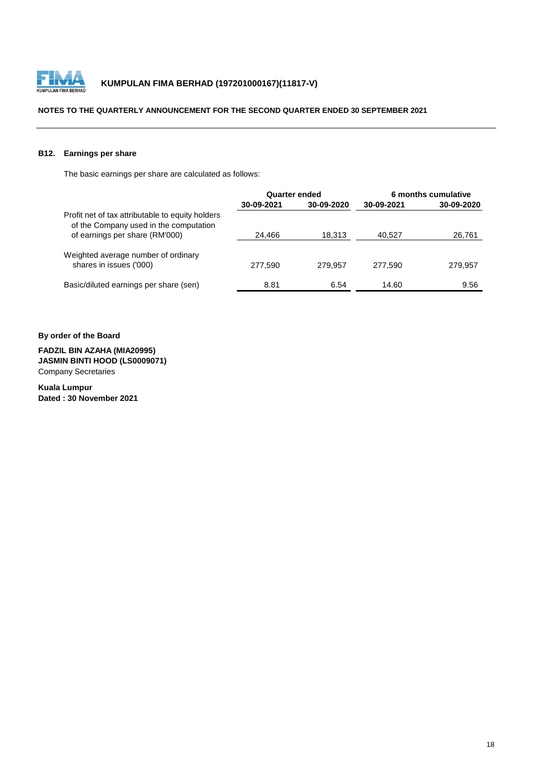## B12. Earnings per share

The basic earnings per share are calculated as follows:

| | Quarter ended | | 6 months cumulative | |
|---|---|---|---|---|
| | 30-09-2021 | 30-09-2020 | 30-09-2021 | 30-09-2020 |
| Profit net of tax attributable to equity holders of the Company used in the computation of earnings per share (RM'000) | 24,466 | 18,313 | 40,527 | 26,761 |
| Weighted average number of ordinary shares in issues ('000) | 277,590 | 279,957 | 277,590 | 279,957 |
| Basic/diluted earnings per share (sen) | 8.81 | 6.54 | 14.60 | 9.56 |

**By order of the Board**

**FADZIL BIN AZAHA (MIA20995)**
**JASMIN BINTI HOOD (LS0009071)**
Company Secretaries

**Kuala Lumpur**
**Dated : 30 November 2021**